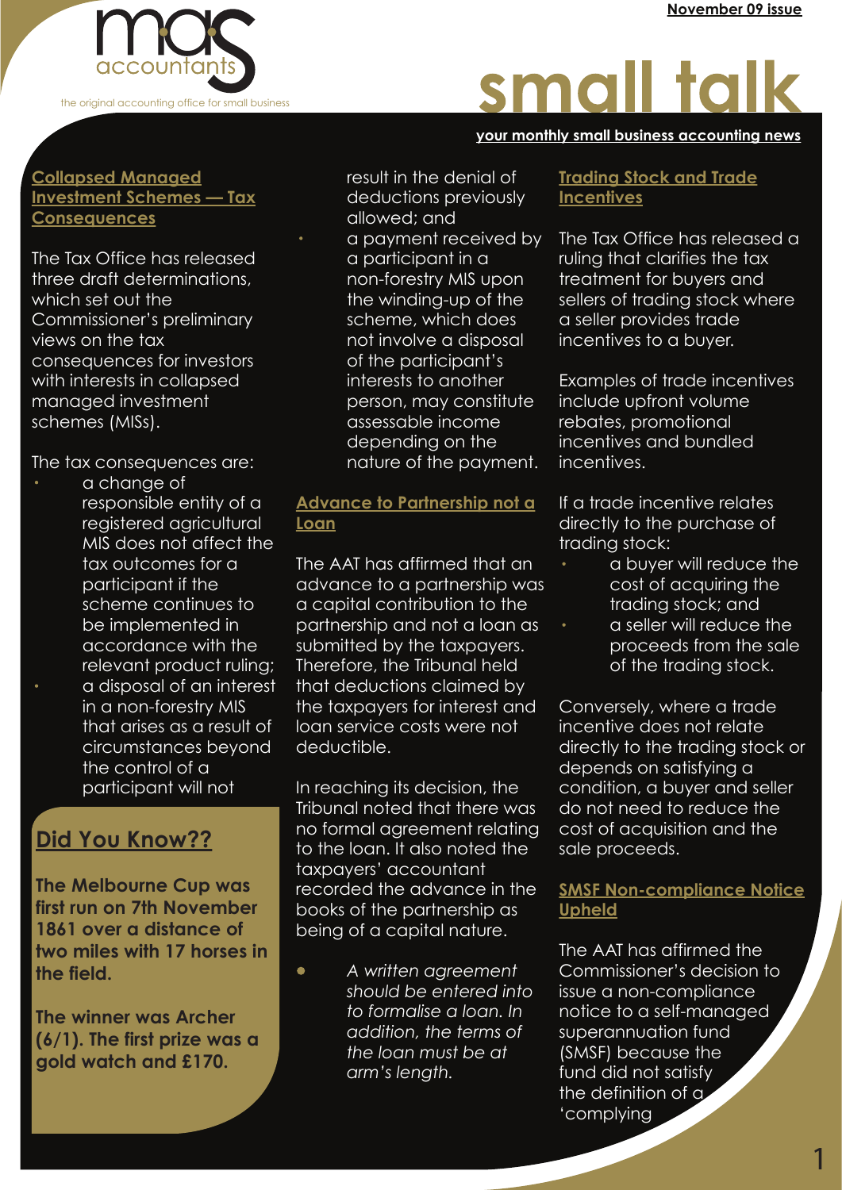# small talk

**your monthly small business accounting news**

mas accountants — the original accounting office for small business

November 09 issue

## Collapsed Managed Investment Schemes — Tax Consequences

The Tax Office has released three draft determinations, which set out the Commissioner's preliminary views on the tax consequences for investors with interests in collapsed managed investment schemes (MISs).

The tax consequences are:

- a change of responsible entity of a registered agricultural MIS does not affect the tax outcomes for a participant if the scheme continues to be implemented in accordance with the relevant product ruling;
- a disposal of an interest in a non-forestry MIS that arises as a result of circumstances beyond the control of a participant will not result in the denial of deductions previously allowed; and
- a payment received by a participant in a non-forestry MIS upon the winding-up of the scheme, which does not involve a disposal of the participant's interests to another person, may constitute assessable income depending on the nature of the payment.

## Did You Know??

**The Melbourne Cup was first run on 7th November 1861 over a distance of two miles with 17 horses in the field.**

**The winner was Archer (6/1). The first prize was a gold watch and £170.**

## Advance to Partnership not a Loan

The AAT has affirmed that an advance to a partnership was a capital contribution to the partnership and not a loan as submitted by the taxpayers. Therefore, the Tribunal held that deductions claimed by the taxpayers for interest and loan service costs were not deductible.

In reaching its decision, the Tribunal noted that there was no formal agreement relating to the loan. It also noted the taxpayers' accountant recorded the advance in the books of the partnership as being of a capital nature.

- *A written agreement should be entered into to formalise a loan. In addition, the terms of the loan must be at arm's length.*

## Trading Stock and Trade Incentives

The Tax Office has released a ruling that clarifies the tax treatment for buyers and sellers of trading stock where a seller provides trade incentives to a buyer.

Examples of trade incentives include upfront volume rebates, promotional incentives and bundled incentives.

If a trade incentive relates directly to the purchase of trading stock:

- a buyer will reduce the cost of acquiring the trading stock; and
- a seller will reduce the proceeds from the sale of the trading stock.

Conversely, where a trade incentive does not relate directly to the trading stock or depends on satisfying a condition, a buyer and seller do not need to reduce the cost of acquisition and the sale proceeds.

## SMSF Non-compliance Notice Upheld

The AAT has affirmed the Commissioner's decision to issue a non-compliance notice to a self-managed superannuation fund (SMSF) because the fund did not satisfy the definition of a 'complying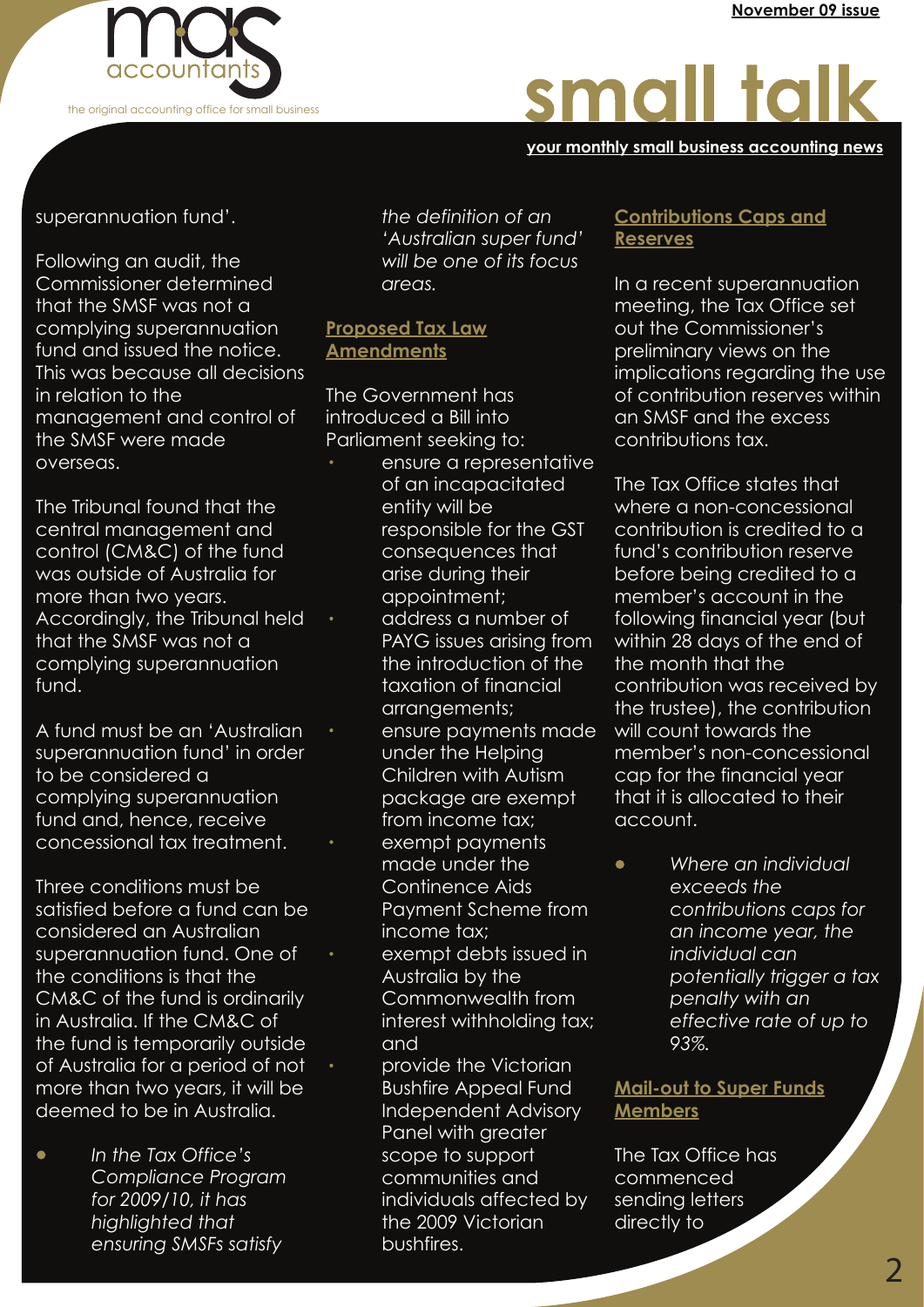superannuation fund'.

Following an audit, the Commissioner determined that the SMSF was not a complying superannuation fund and issued the notice. This was because all decisions in relation to the management and control of the SMSF were made overseas.

The Tribunal found that the central management and control (CM&C) of the fund was outside of Australia for more than two years. Accordingly, the Tribunal held that the SMSF was not a complying superannuation fund.

A fund must be an 'Australian superannuation fund' in order to be considered a complying superannuation fund and, hence, receive concessional tax treatment.

Three conditions must be satisfied before a fund can be considered an Australian superannuation fund. One of the conditions is that the CM&C of the fund is ordinarily in Australia. If the CM&C of the fund is temporarily outside of Australia for a period of not more than two years, it will be deemed to be in Australia.

- *In the Tax Office's Compliance Program for 2009/10, it has highlighted that ensuring SMSFs satisfy the definition of an 'Australian super fund' will be one of its focus areas.*

## Proposed Tax Law Amendments

The Government has introduced a Bill into Parliament seeking to:

- ensure a representative of an incapacitated entity will be responsible for the GST consequences that arise during their appointment;
- address a number of PAYG issues arising from the introduction of the taxation of financial arrangements;
- ensure payments made under the Helping Children with Autism package are exempt from income tax;
- exempt payments made under the Continence Aids Payment Scheme from income tax;
- exempt debts issued in Australia by the Commonwealth from interest withholding tax; and
- provide the Victorian Bushfire Appeal Fund Independent Advisory Panel with greater scope to support communities and individuals affected by the 2009 Victorian bushfires.

## Contributions Caps and Reserves

In a recent superannuation meeting, the Tax Office set out the Commissioner's preliminary views on the implications regarding the use of contribution reserves within an SMSF and the excess contributions tax.

The Tax Office states that where a non-concessional contribution is credited to a fund's contribution reserve before being credited to a member's account in the following financial year (but within 28 days of the end of the month that the contribution was received by the trustee), the contribution will count towards the member's non-concessional cap for the financial year that it is allocated to their account.

- *Where an individual exceeds the contributions caps for an income year, the individual can potentially trigger a tax penalty with an effective rate of up to 93%.*

## Mail-out to Super Funds Members

The Tax Office has commenced sending letters directly to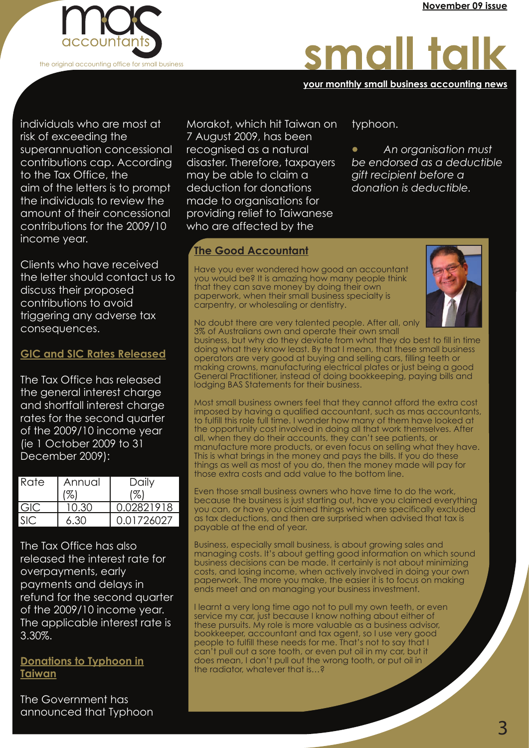individuals who are most at risk of exceeding the superannuation concessional contributions cap. According to the Tax Office, the aim of the letters is to prompt the individuals to review the amount of their concessional contributions for the 2009/10 income year.

Clients who have received the letter should contact us to discuss their proposed contributions to avoid triggering any adverse tax consequences.

## GIC and SIC Rates Released

The Tax Office has released the general interest charge and shortfall interest charge rates for the second quarter of the 2009/10 income year (ie 1 October 2009 to 31 December 2009):

| Rate | Annual (%) | Daily (%) |
|---|---|---|
| GIC | 10.30 | 0.02821918 |
| SIC | 6.30 | 0.01726027 |

The Tax Office has also released the interest rate for overpayments, early payments and delays in refund for the second quarter of the 2009/10 income year. The applicable interest rate is 3.30%.

## Donations to Typhoon in Taiwan

The Government has announced that Typhoon Morakot, which hit Taiwan on 7 August 2009, has been recognised as a natural disaster. Therefore, taxpayers may be able to claim a deduction for donations made to organisations for providing relief to Taiwanese who are affected by the typhoon.

- *An organisation must be endorsed as a deductible gift recipient before a donation is deductible.*

## The Good Accountant

Have you ever wondered how good an accountant you would be? It is amazing how many people think that they can save money by doing their own paperwork, when their small business specialty is carpentry, or wholesaling or dentistry.

No doubt there are very talented people. After all, only 3% of Australians own and operate their own small business, but why do they deviate from what they do best to fill in time doing what they know least. By that I mean, that these small business operators are very good at buying and selling cars, filling teeth or making crowns, manufacturing electrical plates or just being a good General Practitioner, instead of doing bookkeeping, paying bills and lodging BAS Statements for their business.

Most small business owners feel that they cannot afford the extra cost imposed by having a qualified accountant, such as mas accountants, to fulfill this role full time. I wonder how many of them have looked at the opportunity cost involved in doing all that work themselves. After all, when they do their accounts, they can't see patients, or manufacture more products, or even focus on selling what they have. This is what brings in the money and pays the bills. If you do these things as well as most of you do, then the money made will pay for those extra costs and add value to the bottom line.

Even those small business owners who have time to do the work, because the business is just starting out, have you claimed everything you can, or have you claimed things which are specifically excluded as tax deductions, and then are surprised when advised that tax is payable at the end of year.

Business, especially small business, is about growing sales and managing costs. It's about getting good information on which sound business decisions can be made. It certainly is not about minimizing costs, and losing income, when actively involved in doing your own paperwork. The more you make, the easier it is to focus on making ends meet and on managing your business investment.

I learnt a very long time ago not to pull my own teeth, or even service my car, just because I know nothing about either of these pursuits. My role is more valuable as a business advisor, bookkeeper, accountant and tax agent, so I use very good people to fulfill these needs for me. That's not to say that I can't pull out a sore tooth, or even put oil in my car, but it does mean, I don't pull out the wrong tooth, or put oil in the radiator, whatever that is…?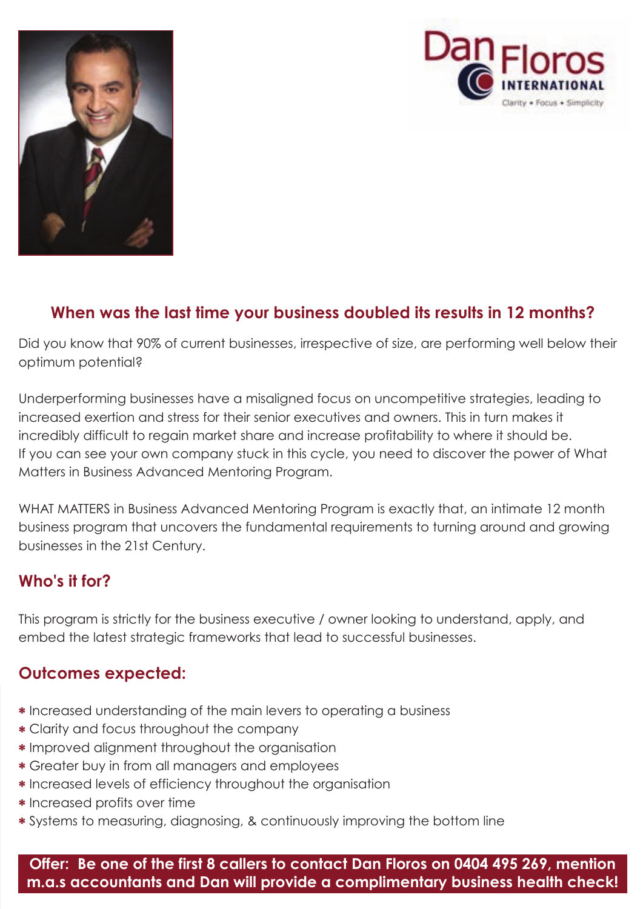Dan Floros INTERNATIONAL

Clarity • Focus • Simplicity

## When was the last time your business doubled its results in 12 months?

Did you know that 90% of current businesses, irrespective of size, are performing well below their optimum potential?

Underperforming businesses have a misaligned focus on uncompetitive strategies, leading to increased exertion and stress for their senior executives and owners. This in turn makes it incredibly difficult to regain market share and increase profitability to where it should be. If you can see your own company stuck in this cycle, you need to discover the power of What Matters in Business Advanced Mentoring Program.

WHAT MATTERS in Business Advanced Mentoring Program is exactly that, an intimate 12 month business program that uncovers the fundamental requirements to turning around and growing businesses in the 21st Century.

### Who's it for?

This program is strictly for the business executive / owner looking to understand, apply, and embed the latest strategic frameworks that lead to successful businesses.

### Outcomes expected:

* Increased understanding of the main levers to operating a business
* Clarity and focus throughout the company
* Improved alignment throughout the organisation
* Greater buy in from all managers and employees
* Increased levels of efficiency throughout the organisation
* Increased profits over time
* Systems to measuring, diagnosing, & continuously improving the bottom line

**Offer: Be one of the first 8 callers to contact Dan Floros on 0404 495 269, mention m.a.s accountants and Dan will provide a complimentary business health check!**